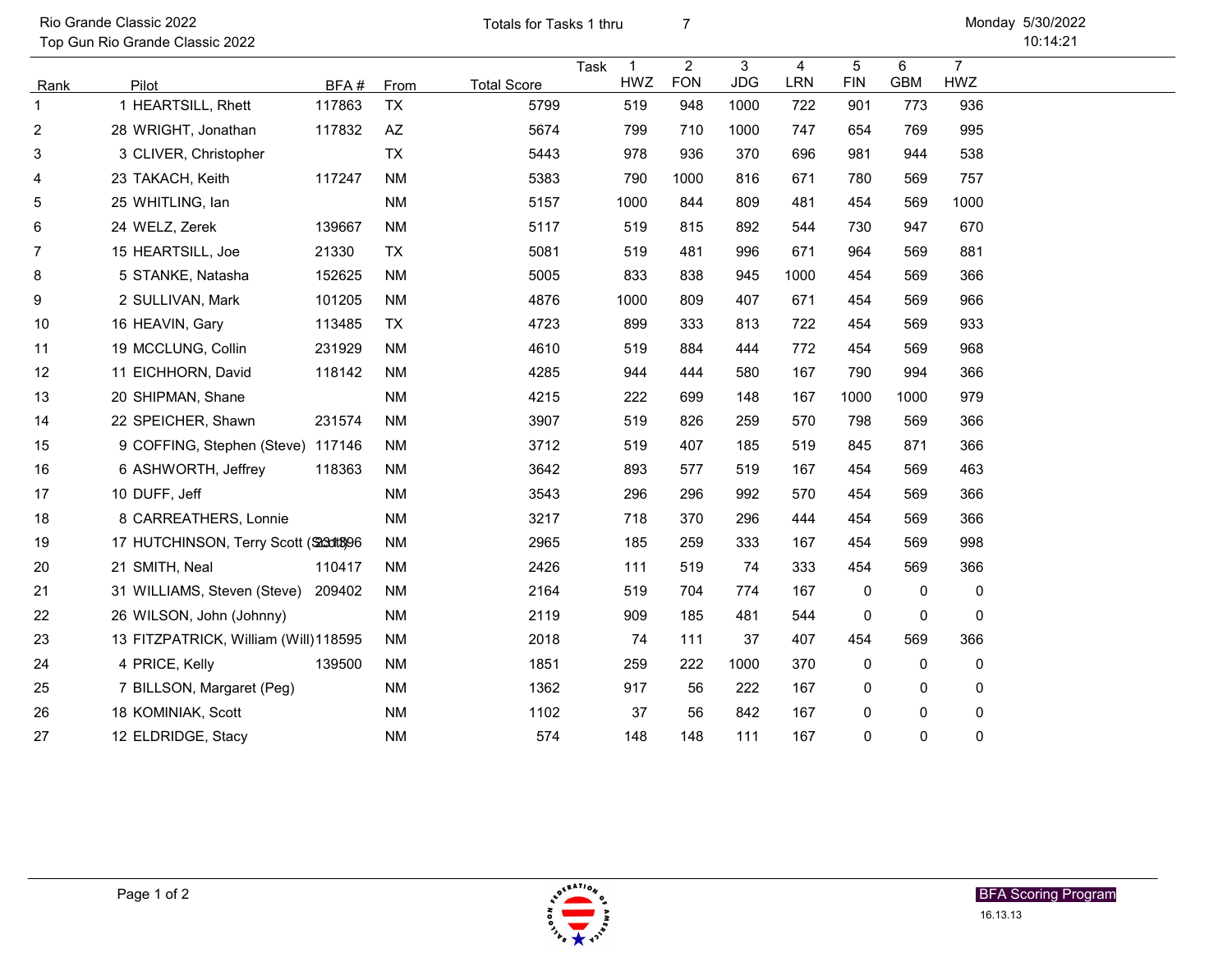Rio Grande Classic 2022
Top Gun Rio Grande Classic 2022

Totals for Tasks 1 thru 7

Monday 5/30/2022
10:14:21

| Rank | Pilot | BFA # | From | Total Score | 1 HWZ | 2 FON | 3 JDG | 4 LRN | 5 FIN | 6 GBM | 7 HWZ |
|---|---|---|---|---|---|---|---|---|---|---|---|
| 1 | 1 HEARTSILL, Rhett | 117863 | TX | 5799 | 519 | 948 | 1000 | 722 | 901 | 773 | 936 |
| 2 | 28 WRIGHT, Jonathan | 117832 | AZ | 5674 | 799 | 710 | 1000 | 747 | 654 | 769 | 995 |
| 3 | 3 CLIVER, Christopher | | TX | 5443 | 978 | 936 | 370 | 696 | 981 | 944 | 538 |
| 4 | 23 TAKACH, Keith | 117247 | NM | 5383 | 790 | 1000 | 816 | 671 | 780 | 569 | 757 |
| 5 | 25 WHITLING, Ian | | NM | 5157 | 1000 | 844 | 809 | 481 | 454 | 569 | 1000 |
| 6 | 24 WELZ, Zerek | 139667 | NM | 5117 | 519 | 815 | 892 | 544 | 730 | 947 | 670 |
| 7 | 15 HEARTSILL, Joe | 21330 | TX | 5081 | 519 | 481 | 996 | 671 | 964 | 569 | 881 |
| 8 | 5 STANKE, Natasha | 152625 | NM | 5005 | 833 | 838 | 945 | 1000 | 454 | 569 | 366 |
| 9 | 2 SULLIVAN, Mark | 101205 | NM | 4876 | 1000 | 809 | 407 | 671 | 454 | 569 | 966 |
| 10 | 16 HEAVIN, Gary | 113485 | TX | 4723 | 899 | 333 | 813 | 722 | 454 | 569 | 933 |
| 11 | 19 MCCLUNG, Collin | 231929 | NM | 4610 | 519 | 884 | 444 | 772 | 454 | 569 | 968 |
| 12 | 11 EICHHORN, David | 118142 | NM | 4285 | 944 | 444 | 580 | 167 | 790 | 994 | 366 |
| 13 | 20 SHIPMAN, Shane | | NM | 4215 | 222 | 699 | 148 | 167 | 1000 | 1000 | 979 |
| 14 | 22 SPEICHER, Shawn | 231574 | NM | 3907 | 519 | 826 | 259 | 570 | 798 | 569 | 366 |
| 15 | 9 COFFING, Stephen (Steve) | 117146 | NM | 3712 | 519 | 407 | 185 | 519 | 845 | 871 | 366 |
| 16 | 6 ASHWORTH, Jeffrey | 118363 | NM | 3642 | 893 | 577 | 519 | 167 | 454 | 569 | 463 |
| 17 | 10 DUFF, Jeff | | NM | 3543 | 296 | 296 | 992 | 570 | 454 | 569 | 366 |
| 18 | 8 CARREATHERS, Lonnie | | NM | 3217 | 718 | 370 | 296 | 444 | 454 | 569 | 366 |
| 19 | 17 HUTCHINSON, Terry Scott (Scott) | 231896 | NM | 2965 | 185 | 259 | 333 | 167 | 454 | 569 | 998 |
| 20 | 21 SMITH, Neal | 110417 | NM | 2426 | 111 | 519 | 74 | 333 | 454 | 569 | 366 |
| 21 | 31 WILLIAMS, Steven (Steve) | 209402 | NM | 2164 | 519 | 704 | 774 | 167 | 0 | 0 | 0 |
| 22 | 26 WILSON, John (Johnny) | | NM | 2119 | 909 | 185 | 481 | 544 | 0 | 0 | 0 |
| 23 | 13 FITZPATRICK, William (Will) | 118595 | NM | 2018 | 74 | 111 | 37 | 407 | 454 | 569 | 366 |
| 24 | 4 PRICE, Kelly | 139500 | NM | 1851 | 259 | 222 | 1000 | 370 | 0 | 0 | 0 |
| 25 | 7 BILLSON, Margaret (Peg) | | NM | 1362 | 917 | 56 | 222 | 167 | 0 | 0 | 0 |
| 26 | 18 KOMINIAK, Scott | | NM | 1102 | 37 | 56 | 842 | 167 | 0 | 0 | 0 |
| 27 | 12 ELDRIDGE, Stacy | | NM | 574 | 148 | 148 | 111 | 167 | 0 | 0 | 0 |

BFA Scoring Program
16.13.13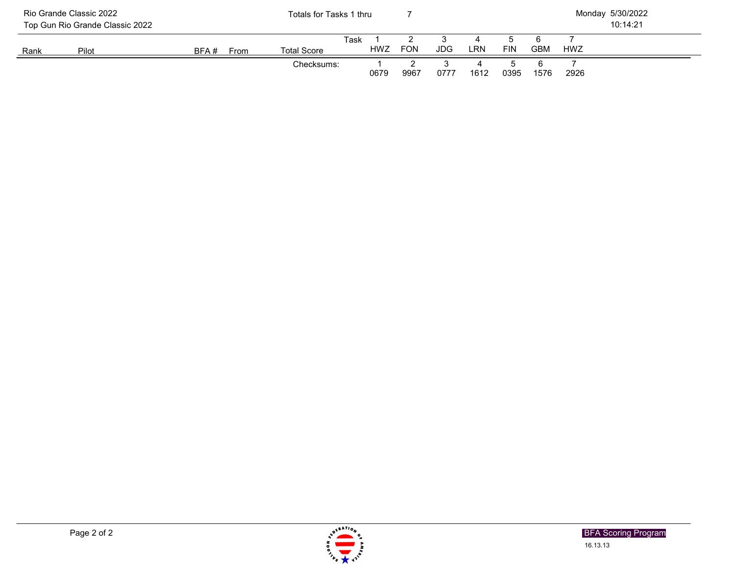Rio Grande Classic 2022
Top Gun Rio Grande Classic 2022

Totals for Tasks 1 thru 7

Monday 5/30/2022
10:14:21

| Rank | Pilot | BFA # | From | Total Score | Task | 1 HWZ | 2 FON | 3 JDG | 4 LRN | 5 FIN | 6 GBM | 7 HWZ |
|---|---|---|---|---|---|---|---|---|---|---|---|---|
| | | | | Checksums: | | 1 | 2 | 3 | 4 | 5 | 6 | 7 |
| | | | | | | 0679 | 9967 | 0777 | 1612 | 0395 | 1576 | 2926 |

BFA Scoring Program
16.13.13